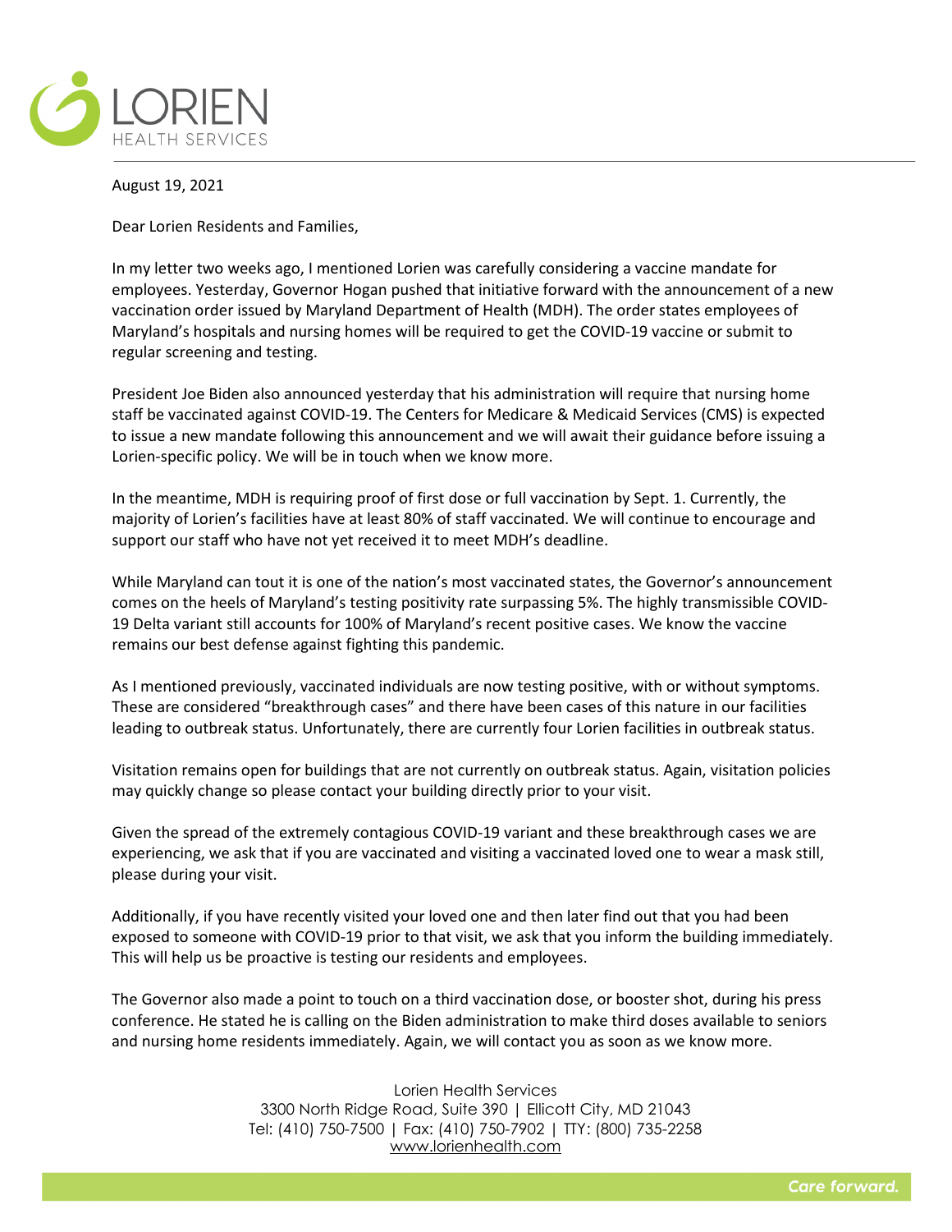LORIEN
HEALTH SERVICES

August 19, 2021

Dear Lorien Residents and Families,

In my letter two weeks ago, I mentioned Lorien was carefully considering a vaccine mandate for employees. Yesterday, Governor Hogan pushed that initiative forward with the announcement of a new vaccination order issued by Maryland Department of Health (MDH). The order states employees of Maryland's hospitals and nursing homes will be required to get the COVID-19 vaccine or submit to regular screening and testing.

President Joe Biden also announced yesterday that his administration will require that nursing home staff be vaccinated against COVID-19. The Centers for Medicare & Medicaid Services (CMS) is expected to issue a new mandate following this announcement and we will await their guidance before issuing a Lorien-specific policy. We will be in touch when we know more.

In the meantime, MDH is requiring proof of first dose or full vaccination by Sept. 1. Currently, the majority of Lorien's facilities have at least 80% of staff vaccinated. We will continue to encourage and support our staff who have not yet received it to meet MDH's deadline.

While Maryland can tout it is one of the nation's most vaccinated states, the Governor's announcement comes on the heels of Maryland's testing positivity rate surpassing 5%. The highly transmissible COVID-19 Delta variant still accounts for 100% of Maryland's recent positive cases. We know the vaccine remains our best defense against fighting this pandemic.

As I mentioned previously, vaccinated individuals are now testing positive, with or without symptoms. These are considered "breakthrough cases" and there have been cases of this nature in our facilities leading to outbreak status. Unfortunately, there are currently four Lorien facilities in outbreak status.

Visitation remains open for buildings that are not currently on outbreak status. Again, visitation policies may quickly change so please contact your building directly prior to your visit.

Given the spread of the extremely contagious COVID-19 variant and these breakthrough cases we are experiencing, we ask that if you are vaccinated and visiting a vaccinated loved one to wear a mask still, please during your visit.

Additionally, if you have recently visited your loved one and then later find out that you had been exposed to someone with COVID-19 prior to that visit, we ask that you inform the building immediately. This will help us be proactive is testing our residents and employees.

The Governor also made a point to touch on a third vaccination dose, or booster shot, during his press conference. He stated he is calling on the Biden administration to make third doses available to seniors and nursing home residents immediately. Again, we will contact you as soon as we know more.

Lorien Health Services
3300 North Ridge Road, Suite 390 | Ellicott City, MD 21043
Tel: (410) 750-7500 | Fax: (410) 750-7902 | TTY: (800) 735-2258
www.lorienhealth.com

*Care forward.*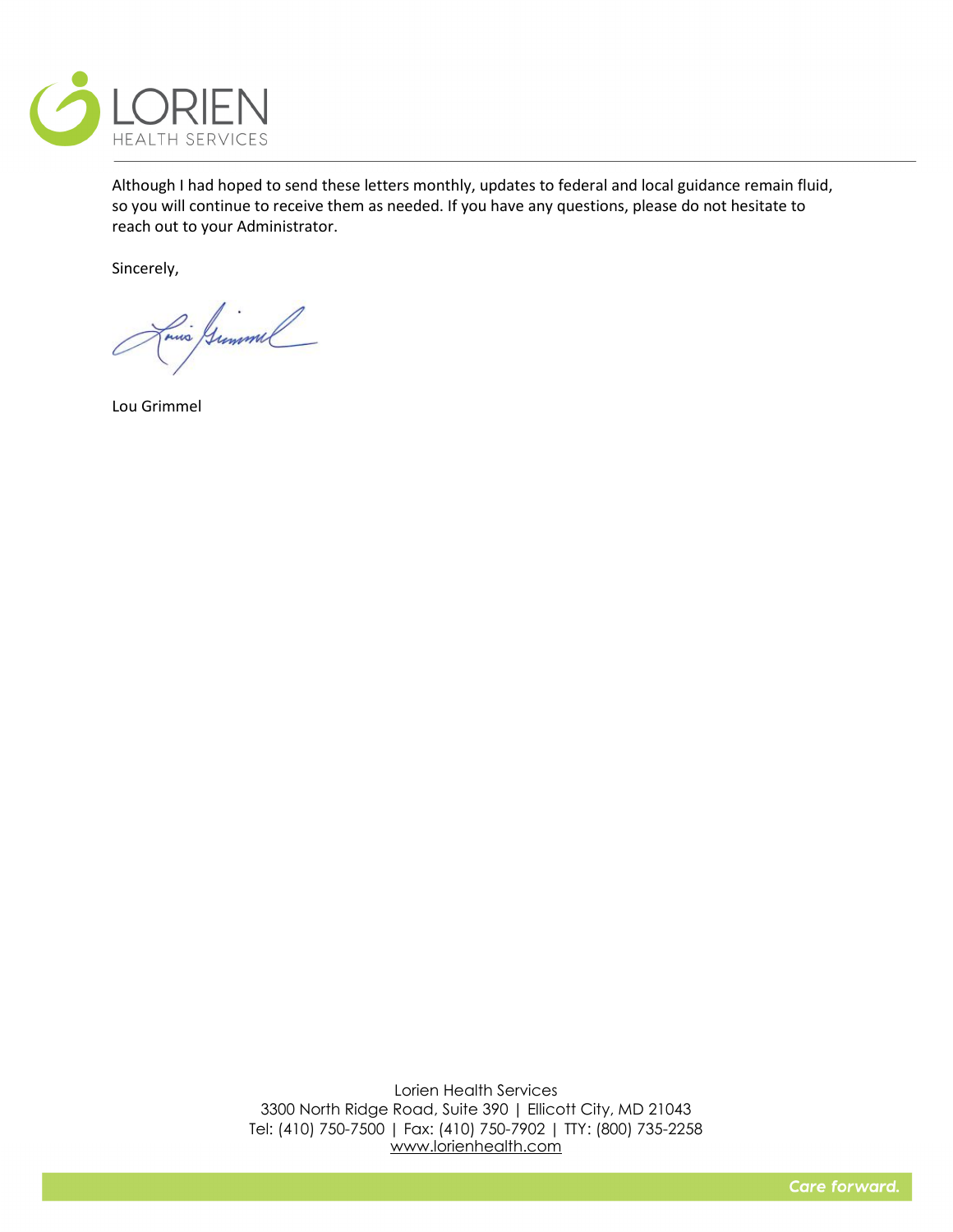Although I had hoped to send these letters monthly, updates to federal and local guidance remain fluid, so you will continue to receive them as needed. If you have any questions, please do not hesitate to reach out to your Administrator.

Sincerely,

Lou Grimmel

Lorien Health Services
3300 North Ridge Road, Suite 390 | Ellicott City, MD 21043
Tel: (410) 750-7500 | Fax: (410) 750-7902 | TTY: (800) 735-2258
www.lorienhealth.com

*Care forward.*